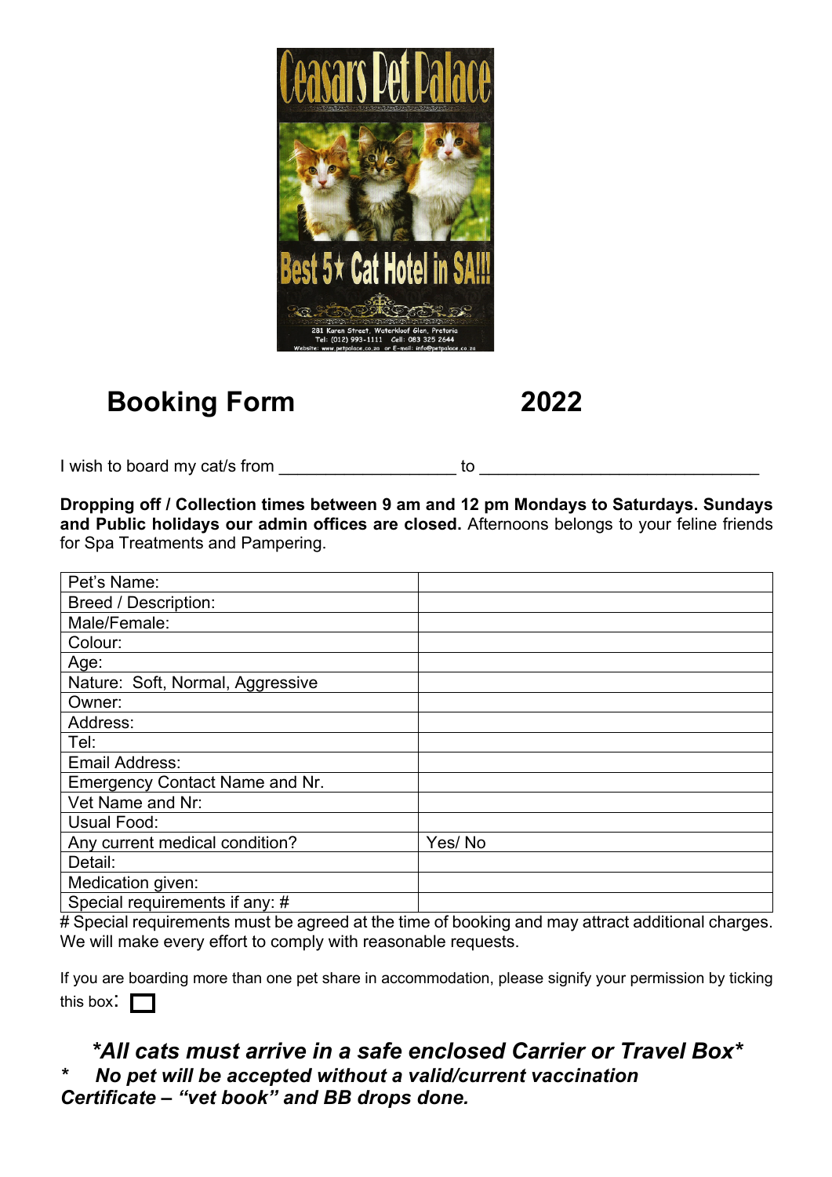# Booking Form 2022

I wish to board my cat/s from \_\_\_\_\_\_\_\_\_\_\_\_\_\_\_\_\_\_\_ to \_\_\_\_\_\_\_\_\_\_\_\_\_\_\_\_\_\_\_\_\_\_\_\_\_\_\_\_\_\_

**Dropping off / Collection times between 9 am and 12 pm Mondays to Saturdays. Sundays and Public holidays our admin offices are closed.** Afternoons belongs to your feline friends for Spa Treatments and Pampering.

| | |
|---|---|
| Pet's Name: | |
| Breed / Description: | |
| Male/Female: | |
| Colour: | |
| Age: | |
| Nature: Soft, Normal, Aggressive | |
| Owner: | |
| Address: | |
| Tel: | |
| Email Address: | |
| Emergency Contact Name and Nr. | |
| Vet Name and Nr: | |
| Usual Food: | |
| Any current medical condition? | Yes/ No |
| Detail: | |
| Medication given: | |
| Special requirements if any: # | |

# Special requirements must be agreed at the time of booking and may attract additional charges. We will make every effort to comply with reasonable requests.

If you are boarding more than one pet share in accommodation, please signify your permission by ticking this box: ☐

***All cats must arrive in a safe enclosed Carrier or Travel Box***

\* ***No pet will be accepted without a valid/current vaccination Certificate – "vet book" and BB drops done.***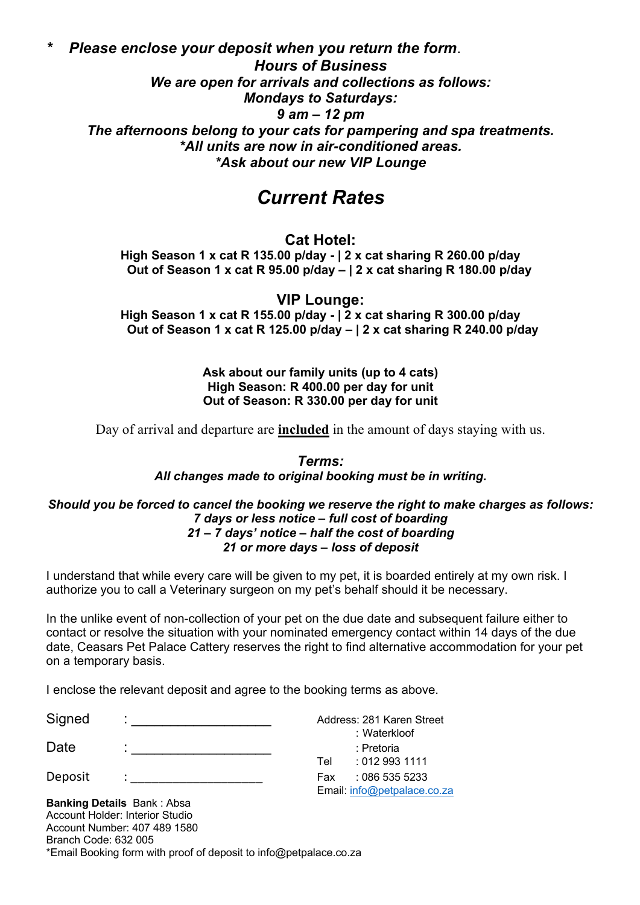\* ***Please enclose your deposit when you return the form**.*

***Hours of Business***

***We are open for arrivals and collections as follows:***

***Mondays to Saturdays:***

***9 am – 12 pm***

***The afternoons belong to your cats for pampering and spa treatments.***

***\*All units are now in air-conditioned areas.***

***\*Ask about our new VIP Lounge***

# *Current Rates*

## Cat Hotel:

**High Season 1 x cat R 135.00 p/day - | 2 x cat sharing R 260.00 p/day**

**Out of Season 1 x cat R 95.00 p/day – | 2 x cat sharing R 180.00 p/day**

## VIP Lounge:

**High Season 1 x cat R 155.00 p/day - | 2 x cat sharing R 300.00 p/day**

**Out of Season 1 x cat R 125.00 p/day – | 2 x cat sharing R 240.00 p/day**

**Ask about our family units (up to 4 cats)**

**High Season: R 400.00 per day for unit**

**Out of Season: R 330.00 per day for unit**

Day of arrival and departure are **included** in the amount of days staying with us.

***Terms:***

***All changes made to original booking must be in writing.***

***Should you be forced to cancel the booking we reserve the right to make charges as follows:***

***7 days or less notice – full cost of boarding***

***21 – 7 days' notice – half the cost of boarding***

***21 or more days – loss of deposit***

I understand that while every care will be given to my pet, it is boarded entirely at my own risk. I authorize you to call a Veterinary surgeon on my pet's behalf should it be necessary.

In the unlike event of non-collection of your pet on the due date and subsequent failure either to contact or resolve the situation with your nominated emergency contact within 14 days of the due date, Ceasars Pet Palace Cattery reserves the right to find alternative accommodation for your pet on a temporary basis.

I enclose the relevant deposit and agree to the booking terms as above.

Signed : ___________________

Date : ___________________

Deposit : ___________________

Address: 281 Karen Street
: Waterkloof
: Pretoria

Tel : 012 993 1111

Fax : 086 535 5233

Email: info@petpalace.co.za

**Banking Details** Bank : Absa

Account Holder: Interior Studio

Account Number: 407 489 1580

Branch Code: 632 005

\*Email Booking form with proof of deposit to info@petpalace.co.za